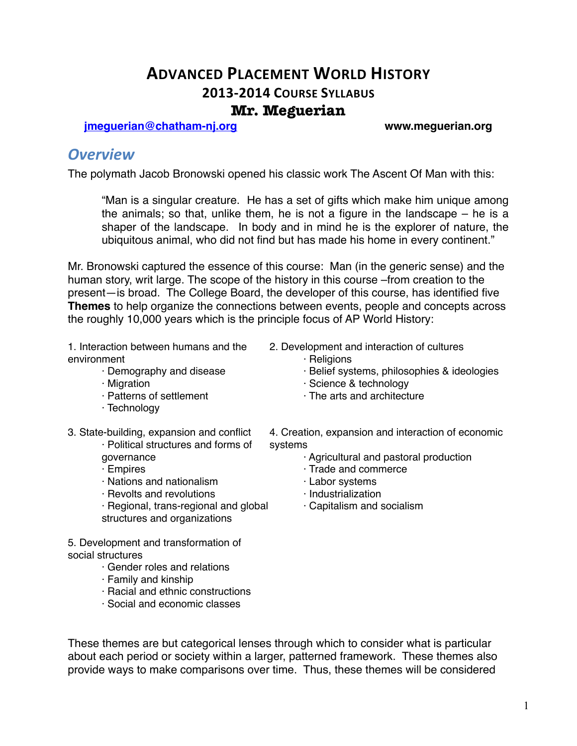# Advanced Placement World History
## 2013-2014 Course Syllabus
## Mr. Meguerian

jmeguerian@chatham-nj.org www.meguerian.org

## *Overview*

The polymath Jacob Bronowski opened his classic work The Ascent Of Man with this:

> "Man is a singular creature. He has a set of gifts which make him unique among the animals; so that, unlike them, he is not a figure in the landscape – he is a shaper of the landscape. In body and in mind he is the explorer of nature, the ubiquitous animal, who did not find but has made his home in every continent."

Mr. Bronowski captured the essence of this course: Man (in the generic sense) and the human story, writ large. The scope of the history in this course –from creation to the present—is broad. The College Board, the developer of this course, has identified five **Themes** to help organize the connections between events, people and concepts across the roughly 10,000 years which is the principle focus of AP World History:

1. Interaction between humans and the environment
   - Demography and disease
   - Migration
   - Patterns of settlement
   - Technology

2. Development and interaction of cultures
   - Religions
   - Belief systems, philosophies & ideologies
   - Science & technology
   - The arts and architecture

3. State-building, expansion and conflict
   - Political structures and forms of governance
   - Empires
   - Nations and nationalism
   - Revolts and revolutions
   - Regional, trans-regional and global structures and organizations

4. Creation, expansion and interaction of economic systems
   - Agricultural and pastoral production
   - Trade and commerce
   - Labor systems
   - Industrialization
   - Capitalism and socialism

5. Development and transformation of social structures
   - Gender roles and relations
   - Family and kinship
   - Racial and ethnic constructions
   - Social and economic classes

These themes are but categorical lenses through which to consider what is particular about each period or society within a larger, patterned framework. These themes also provide ways to make comparisons over time. Thus, these themes will be considered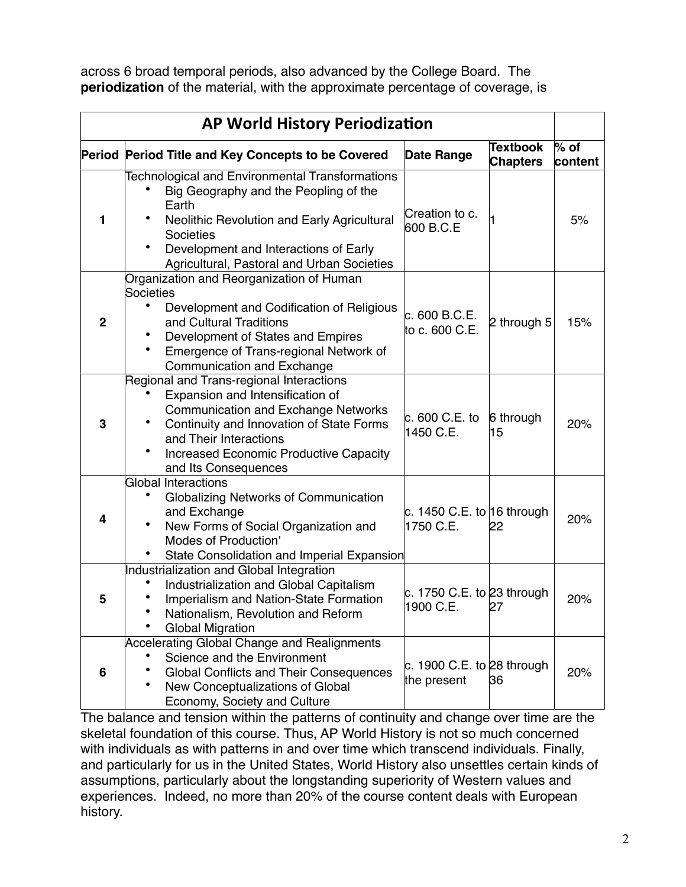across 6 broad temporal periods, also advanced by the College Board. The **periodization** of the material, with the approximate percentage of coverage, is

| AP World History Periodization | | | | |
|---|---|---|---|---|
| **Period** | **Period Title and Key Concepts to be Covered** | **Date Range** | **Textbook Chapters** | **% of content** |
| **1** | Technological and Environmental Transformations<br>• Big Geography and the Peopling of the Earth<br>• Neolithic Revolution and Early Agricultural Societies<br>• Development and Interactions of Early Agricultural, Pastoral and Urban Societies | Creation to c. 600 B.C.E | 1 | 5% |
| **2** | Organization and Reorganization of Human Societies<br>• Development and Codification of Religious and Cultural Traditions<br>• Development of States and Empires<br>• Emergence of Trans-regional Network of Communication and Exchange | c. 600 B.C.E. to c. 600 C.E. | 2 through 5 | 15% |
| **3** | Regional and Trans-regional Interactions<br>• Expansion and Intensification of Communication and Exchange Networks<br>• Continuity and Innovation of State Forms and Their Interactions<br>• Increased Economic Productive Capacity and Its Consequences | c. 600 C.E. to 1450 C.E. | 6 through 15 | 20% |
| **4** | Global Interactions<br>• Globalizing Networks of Communication and Exchange<br>• New Forms of Social Organization and Modes of Production'<br>• State Consolidation and Imperial Expansion | c. 1450 C.E. to 1750 C.E. | 16 through 22 | 20% |
| **5** | Industrialization and Global Integration<br>• Industrialization and Global Capitalism<br>• Imperialism and Nation-State Formation<br>• Nationalism, Revolution and Reform<br>• Global Migration | c. 1750 C.E. to 1900 C.E. | 23 through 27 | 20% |
| **6** | Accelerating Global Change and Realignments<br>• Science and the Environment<br>• Global Conflicts and Their Consequences<br>• New Conceptualizations of Global Economy, Society and Culture | c. 1900 C.E. to the present | 28 through 36 | 20% |

The balance and tension within the patterns of continuity and change over time are the skeletal foundation of this course. Thus, AP World History is not so much concerned with individuals as with patterns in and over time which transcend individuals. Finally, and particularly for us in the United States, World History also unsettles certain kinds of assumptions, particularly about the longstanding superiority of Western values and experiences. Indeed, no more than 20% of the course content deals with European history.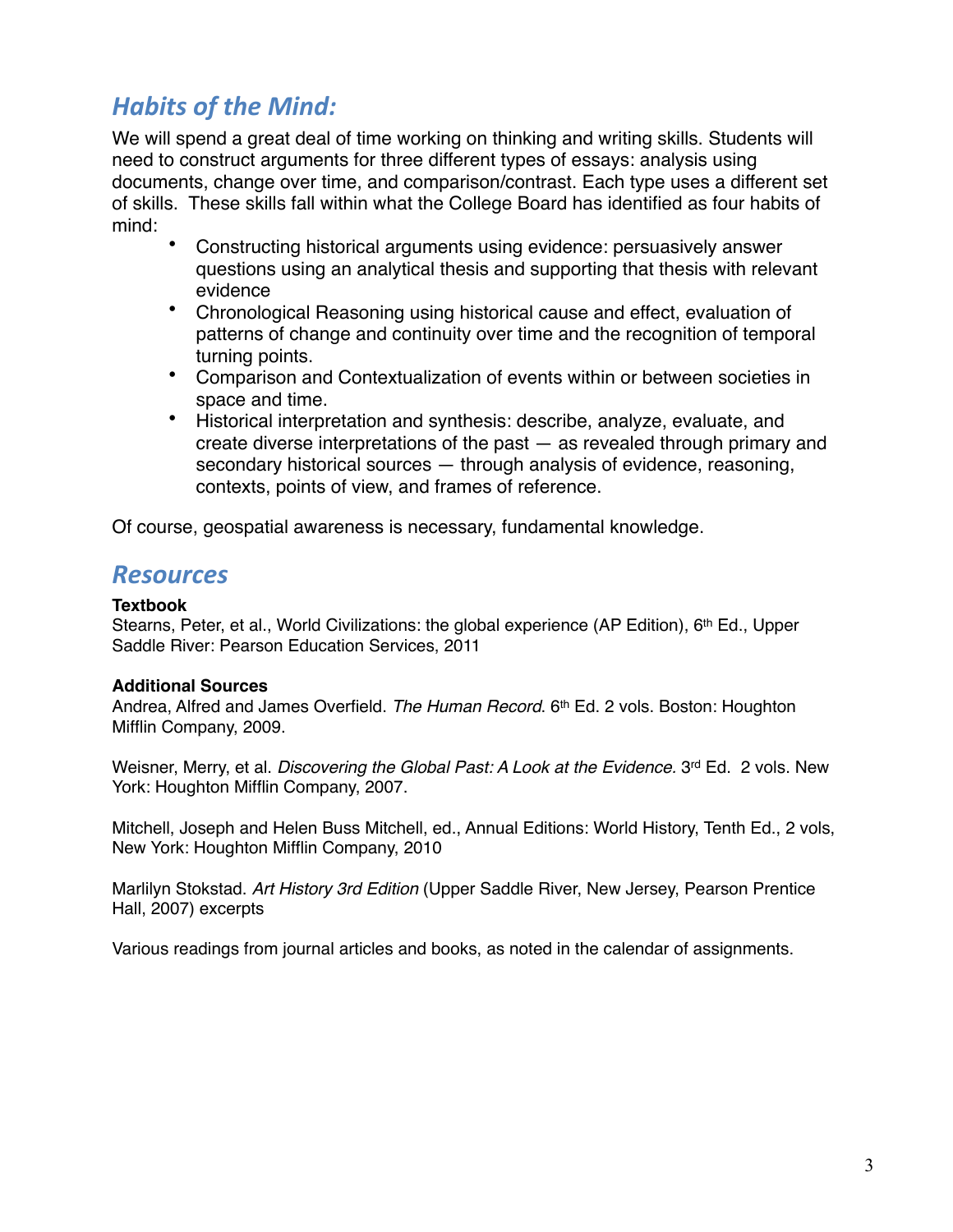## *Habits of the Mind:*

We will spend a great deal of time working on thinking and writing skills. Students will need to construct arguments for three different types of essays: analysis using documents, change over time, and comparison/contrast. Each type uses a different set of skills. These skills fall within what the College Board has identified as four habits of mind:

- Constructing historical arguments using evidence: persuasively answer questions using an analytical thesis and supporting that thesis with relevant evidence
- Chronological Reasoning using historical cause and effect, evaluation of patterns of change and continuity over time and the recognition of temporal turning points.
- Comparison and Contextualization of events within or between societies in space and time.
- Historical interpretation and synthesis: describe, analyze, evaluate, and create diverse interpretations of the past — as revealed through primary and secondary historical sources — through analysis of evidence, reasoning, contexts, points of view, and frames of reference.

Of course, geospatial awareness is necessary, fundamental knowledge.

## *Resources*

**Textbook**
Stearns, Peter, et al., World Civilizations: the global experience (AP Edition), 6th Ed., Upper Saddle River: Pearson Education Services, 2011

**Additional Sources**
Andrea, Alfred and James Overfield. *The Human Record*. 6th Ed. 2 vols. Boston: Houghton Mifflin Company, 2009.

Weisner, Merry, et al. *Discovering the Global Past: A Look at the Evidence.* 3rd Ed. 2 vols. New York: Houghton Mifflin Company, 2007.

Mitchell, Joseph and Helen Buss Mitchell, ed., Annual Editions: World History, Tenth Ed., 2 vols, New York: Houghton Mifflin Company, 2010

Marlilyn Stokstad. *Art History 3rd Edition* (Upper Saddle River, New Jersey, Pearson Prentice Hall, 2007) excerpts

Various readings from journal articles and books, as noted in the calendar of assignments.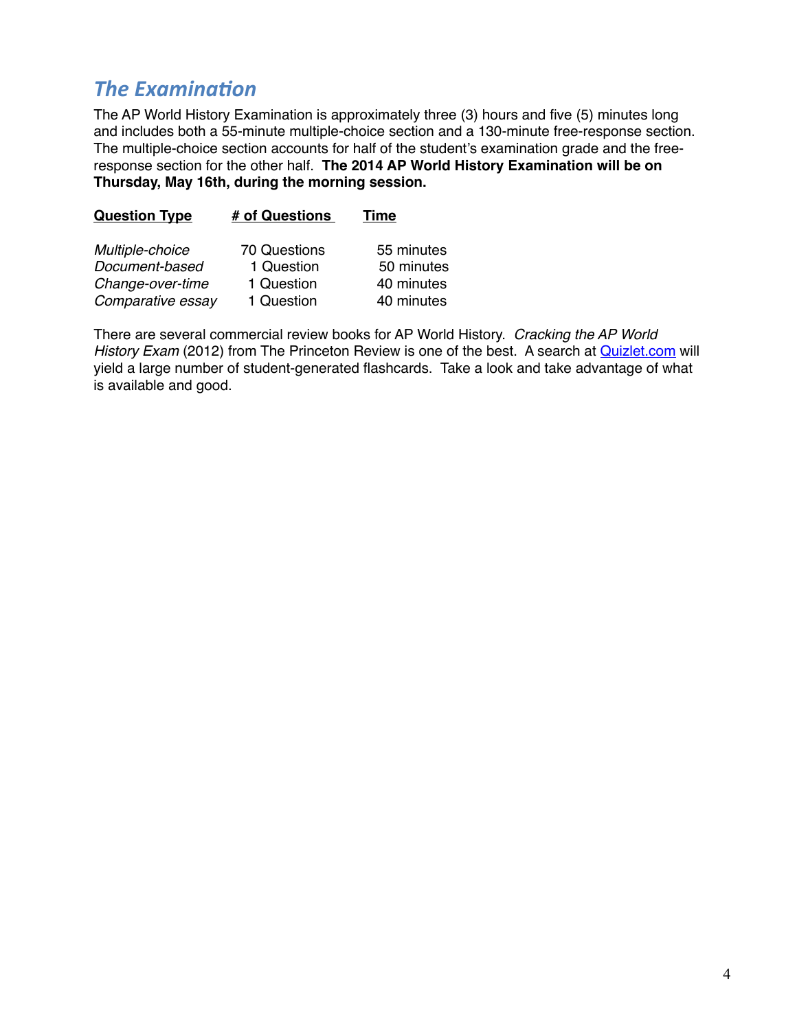## *The Examination*

The AP World History Examination is approximately three (3) hours and five (5) minutes long and includes both a 55-minute multiple-choice section and a 130-minute free-response section. The multiple-choice section accounts for half of the student's examination grade and the free-response section for the other half. **The 2014 AP World History Examination will be on Thursday, May 16th, during the morning session.**

| Question Type | # of Questions | Time |
|---|---|---|
| *Multiple-choice* | 70 Questions | 55 minutes |
| *Document-based* | 1 Question | 50 minutes |
| *Change-over-time* | 1 Question | 40 minutes |
| *Comparative essay* | 1 Question | 40 minutes |

There are several commercial review books for AP World History. *Cracking the AP World History Exam* (2012) from The Princeton Review is one of the best. A search at [Quizlet.com](http://Quizlet.com) will yield a large number of student-generated flashcards. Take a look and take advantage of what is available and good.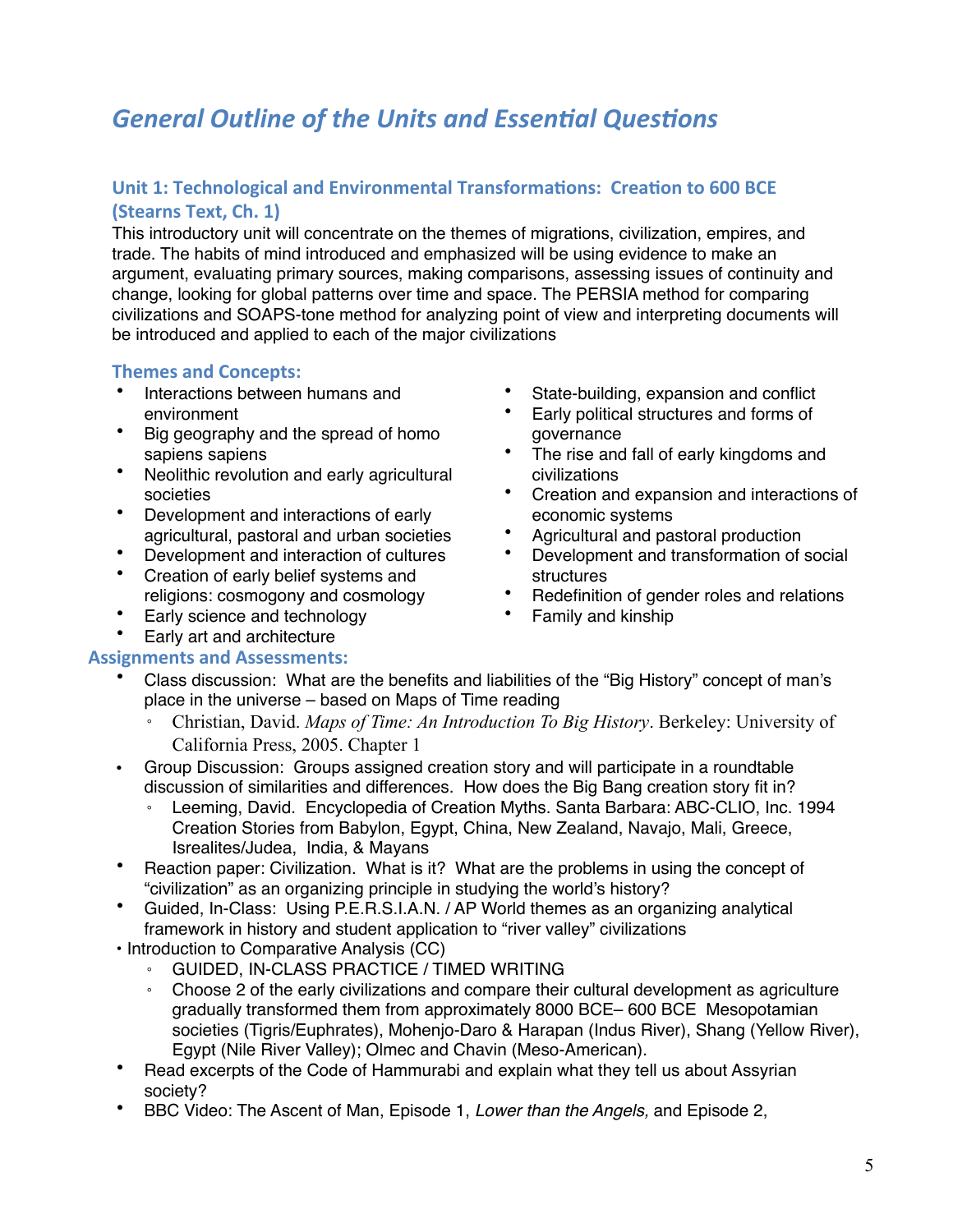# *General Outline of the Units and Essential Questions*

### Unit 1: Technological and Environmental Transformations: Creation to 600 BCE (Stearns Text, Ch. 1)

This introductory unit will concentrate on the themes of migrations, civilization, empires, and trade. The habits of mind introduced and emphasized will be using evidence to make an argument, evaluating primary sources, making comparisons, assessing issues of continuity and change, looking for global patterns over time and space. The PERSIA method for comparing civilizations and SOAPS-tone method for analyzing point of view and interpreting documents will be introduced and applied to each of the major civilizations

#### Themes and Concepts:

- Interactions between humans and environment
- Big geography and the spread of homo sapiens sapiens
- Neolithic revolution and early agricultural societies
- Development and interactions of early agricultural, pastoral and urban societies
- Development and interaction of cultures
- Creation of early belief systems and religions: cosmogony and cosmology
- Early science and technology
- Early art and architecture
- State-building, expansion and conflict
- Early political structures and forms of governance
- The rise and fall of early kingdoms and civilizations
- Creation and expansion and interactions of economic systems
- Agricultural and pastoral production
- Development and transformation of social structures
- Redefinition of gender roles and relations
- Family and kinship

#### Assignments and Assessments:

- Class discussion: What are the benefits and liabilities of the "Big History" concept of man's place in the universe – based on Maps of Time reading
  - Christian, David. *Maps of Time: An Introduction To Big History*. Berkeley: University of California Press, 2005. Chapter 1
- Group Discussion: Groups assigned creation story and will participate in a roundtable discussion of similarities and differences. How does the Big Bang creation story fit in?
  - Leeming, David. Encyclopedia of Creation Myths. Santa Barbara: ABC-CLIO, Inc. 1994 Creation Stories from Babylon, Egypt, China, New Zealand, Navajo, Mali, Greece, Isrealites/Judea, India, & Mayans
- Reaction paper: Civilization. What is it? What are the problems in using the concept of "civilization" as an organizing principle in studying the world's history?
- Guided, In-Class: Using P.E.R.S.I.A.N. / AP World themes as an organizing analytical framework in history and student application to "river valley" civilizations
- Introduction to Comparative Analysis (CC)
  - GUIDED, IN-CLASS PRACTICE / TIMED WRITING
  - Choose 2 of the early civilizations and compare their cultural development as agriculture gradually transformed them from approximately 8000 BCE– 600 BCE Mesopotamian societies (Tigris/Euphrates), Mohenjo-Daro & Harapan (Indus River), Shang (Yellow River), Egypt (Nile River Valley); Olmec and Chavin (Meso-American).
- Read excerpts of the Code of Hammurabi and explain what they tell us about Assyrian society?
- BBC Video: The Ascent of Man, Episode 1, *Lower than the Angels,* and Episode 2,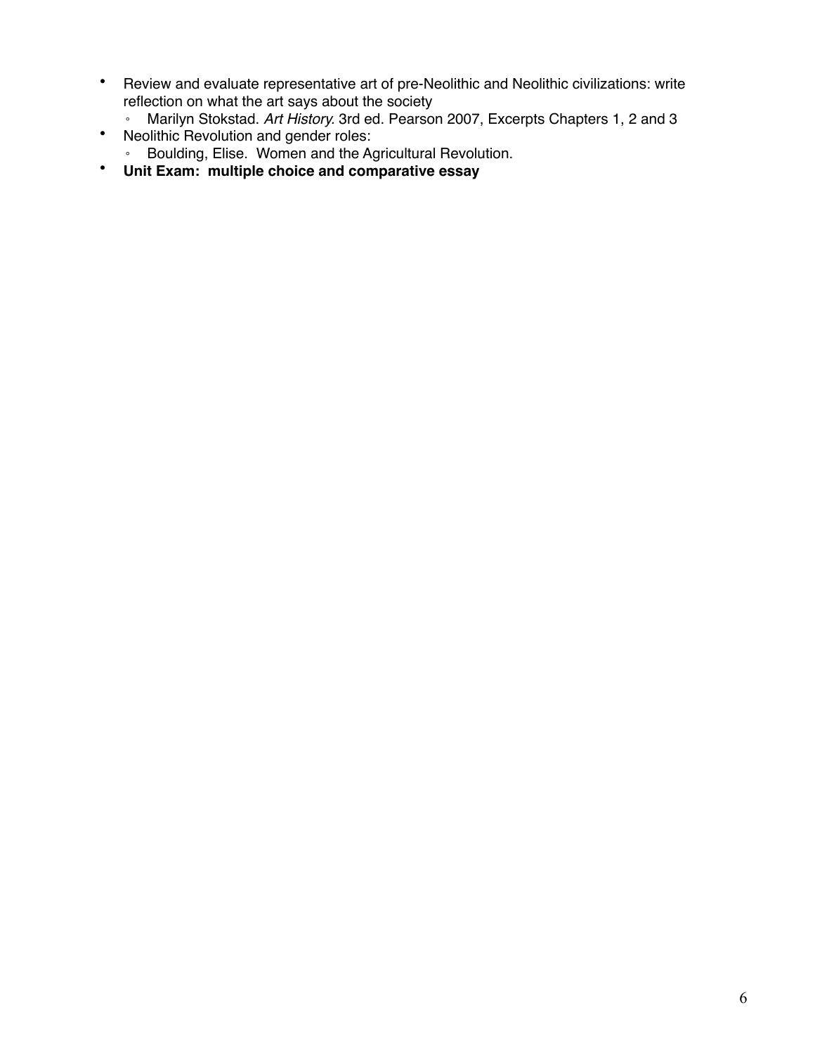- Review and evaluate representative art of pre-Neolithic and Neolithic civilizations: write reflection on what the art says about the society
    - Marilyn Stokstad. *Art History*. 3rd ed. Pearson 2007, Excerpts Chapters 1, 2 and 3
- Neolithic Revolution and gender roles:
    - Boulding, Elise. Women and the Agricultural Revolution.
- **Unit Exam: multiple choice and comparative essay**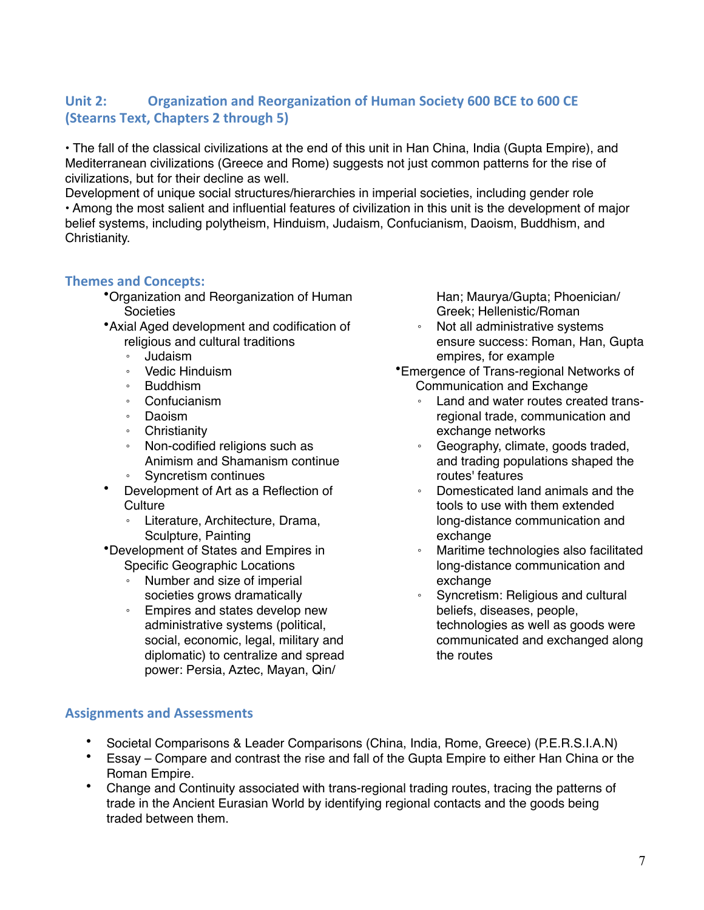## Unit 2: Organization and Reorganization of Human Society 600 BCE to 600 CE (Stearns Text, Chapters 2 through 5)

• The fall of the classical civilizations at the end of this unit in Han China, India (Gupta Empire), and Mediterranean civilizations (Greece and Rome) suggests not just common patterns for the rise of civilizations, but for their decline as well.
Development of unique social structures/hierarchies in imperial societies, including gender role
• Among the most salient and influential features of civilization in this unit is the development of major belief systems, including polytheism, Hinduism, Judaism, Confucianism, Daoism, Buddhism, and Christianity.

### Themes and Concepts:

- Organization and Reorganization of Human Societies
- Axial Aged development and codification of religious and cultural traditions
  - Judaism
  - Vedic Hinduism
  - Buddhism
  - Confucianism
  - Daoism
  - Christianity
  - Non-codified religions such as Animism and Shamanism continue
  - Syncretism continues
- Development of Art as a Reflection of Culture
  - Literature, Architecture, Drama, Sculpture, Painting
- Development of States and Empires in Specific Geographic Locations
  - Number and size of imperial societies grows dramatically
  - Empires and states develop new administrative systems (political, social, economic, legal, military and diplomatic) to centralize and spread power: Persia, Aztec, Mayan, Qin/Han; Maurya/Gupta; Phoenician/Greek; Hellenistic/Roman
  - Not all administrative systems ensure success: Roman, Han, Gupta empires, for example
- Emergence of Trans-regional Networks of Communication and Exchange
  - Land and water routes created trans-regional trade, communication and exchange networks
  - Geography, climate, goods traded, and trading populations shaped the routes' features
  - Domesticated land animals and the tools to use with them extended long-distance communication and exchange
  - Maritime technologies also facilitated long-distance communication and exchange
  - Syncretism: Religious and cultural beliefs, diseases, people, technologies as well as goods were communicated and exchanged along the routes

### Assignments and Assessments

- Societal Comparisons & Leader Comparisons (China, India, Rome, Greece) (P.E.R.S.I.A.N)
- Essay – Compare and contrast the rise and fall of the Gupta Empire to either Han China or the Roman Empire.
- Change and Continuity associated with trans-regional trading routes, tracing the patterns of trade in the Ancient Eurasian World by identifying regional contacts and the goods being traded between them.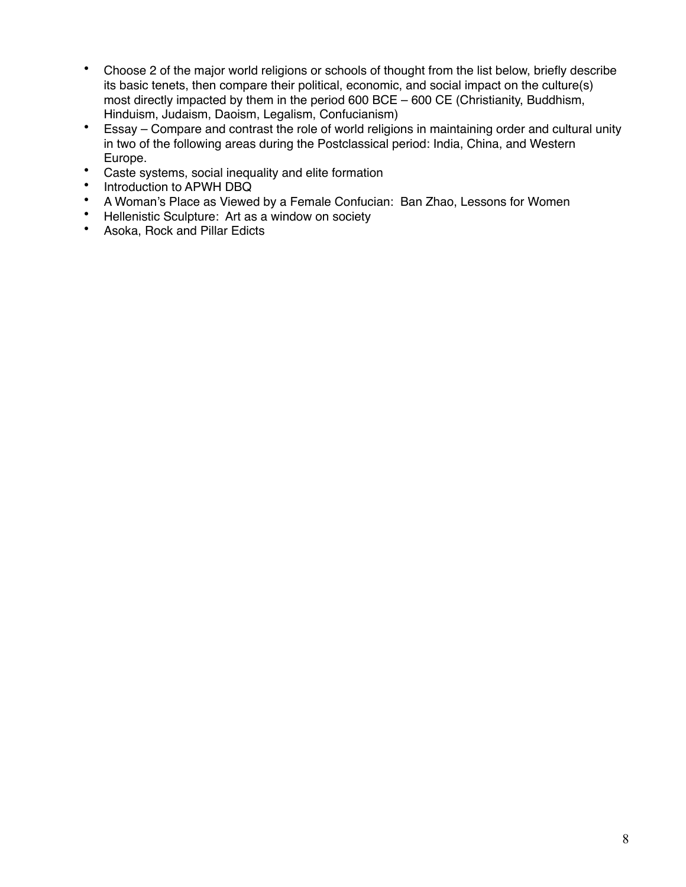- Choose 2 of the major world religions or schools of thought from the list below, briefly describe its basic tenets, then compare their political, economic, and social impact on the culture(s) most directly impacted by them in the period 600 BCE – 600 CE (Christianity, Buddhism, Hinduism, Judaism, Daoism, Legalism, Confucianism)
- Essay – Compare and contrast the role of world religions in maintaining order and cultural unity in two of the following areas during the Postclassical period: India, China, and Western Europe.
- Caste systems, social inequality and elite formation
- Introduction to APWH DBQ
- A Woman's Place as Viewed by a Female Confucian: Ban Zhao, Lessons for Women
- Hellenistic Sculpture: Art as a window on society
- Asoka, Rock and Pillar Edicts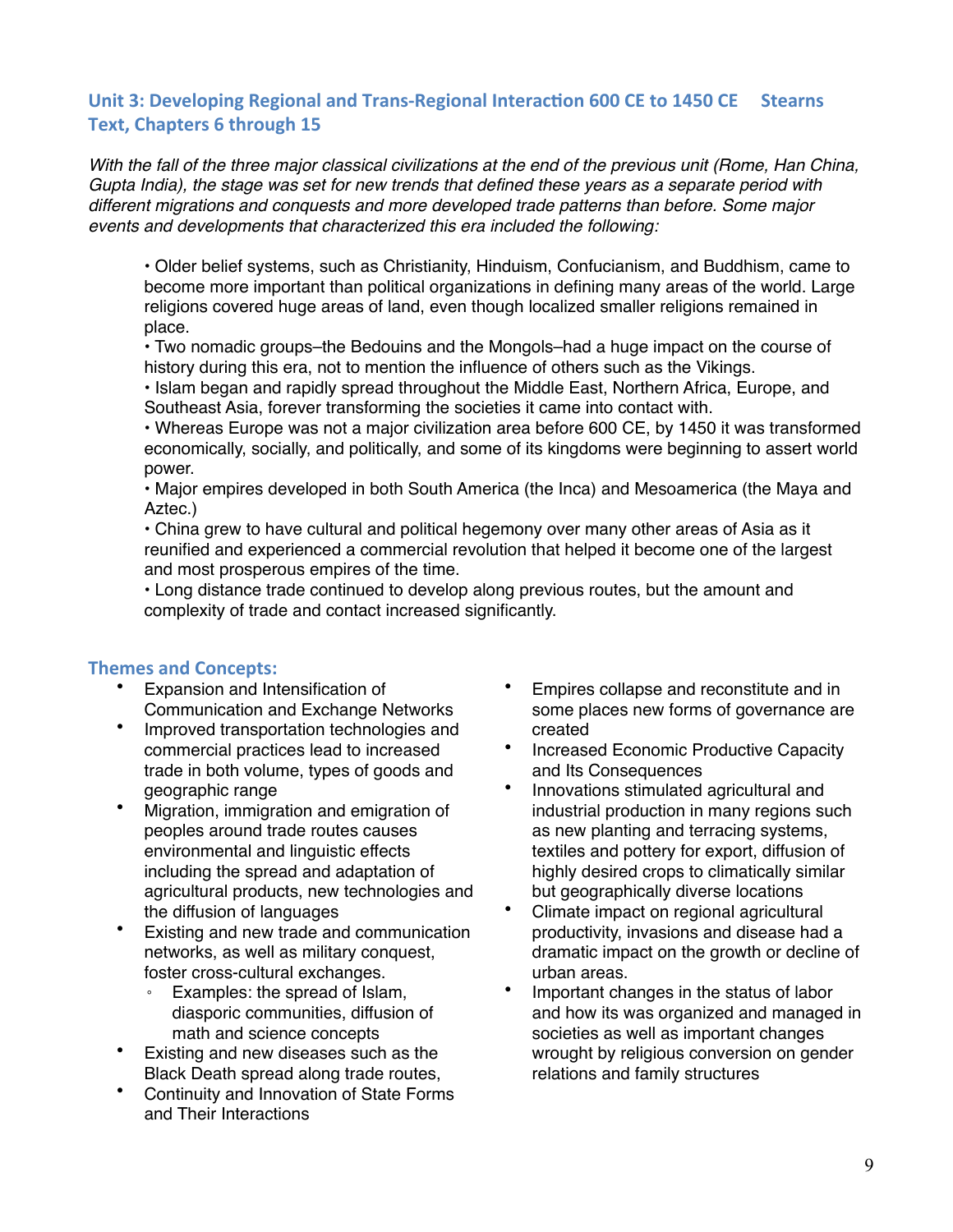## Unit 3: Developing Regional and Trans-Regional Interaction 600 CE to 1450 CE     Stearns Text, Chapters 6 through 15

*With the fall of the three major classical civilizations at the end of the previous unit (Rome, Han China, Gupta India), the stage was set for new trends that defined these years as a separate period with different migrations and conquests and more developed trade patterns than before. Some major events and developments that characterized this era included the following:*

- Older belief systems, such as Christianity, Hinduism, Confucianism, and Buddhism, came to become more important than political organizations in defining many areas of the world. Large religions covered huge areas of land, even though localized smaller religions remained in place.
- Two nomadic groups–the Bedouins and the Mongols–had a huge impact on the course of history during this era, not to mention the influence of others such as the Vikings.
- Islam began and rapidly spread throughout the Middle East, Northern Africa, Europe, and Southeast Asia, forever transforming the societies it came into contact with.
- Whereas Europe was not a major civilization area before 600 CE, by 1450 it was transformed economically, socially, and politically, and some of its kingdoms were beginning to assert world power.
- Major empires developed in both South America (the Inca) and Mesoamerica (the Maya and Aztec.)
- China grew to have cultural and political hegemony over many other areas of Asia as it reunified and experienced a commercial revolution that helped it become one of the largest and most prosperous empires of the time.
- Long distance trade continued to develop along previous routes, but the amount and complexity of trade and contact increased significantly.

### Themes and Concepts:

- Expansion and Intensification of Communication and Exchange Networks
- Improved transportation technologies and commercial practices lead to increased trade in both volume, types of goods and geographic range
- Migration, immigration and emigration of peoples around trade routes causes environmental and linguistic effects including the spread and adaptation of agricultural products, new technologies and the diffusion of languages
- Existing and new trade and communication networks, as well as military conquest, foster cross-cultural exchanges.
  - Examples: the spread of Islam, diasporic communities, diffusion of math and science concepts
- Existing and new diseases such as the Black Death spread along trade routes,
- Continuity and Innovation of State Forms and Their Interactions
- Empires collapse and reconstitute and in some places new forms of governance are created
- Increased Economic Productive Capacity and Its Consequences
- Innovations stimulated agricultural and industrial production in many regions such as new planting and terracing systems, textiles and pottery for export, diffusion of highly desired crops to climatically similar but geographically diverse locations
- Climate impact on regional agricultural productivity, invasions and disease had a dramatic impact on the growth or decline of urban areas.
- Important changes in the status of labor and how its was organized and managed in societies as well as important changes wrought by religious conversion on gender relations and family structures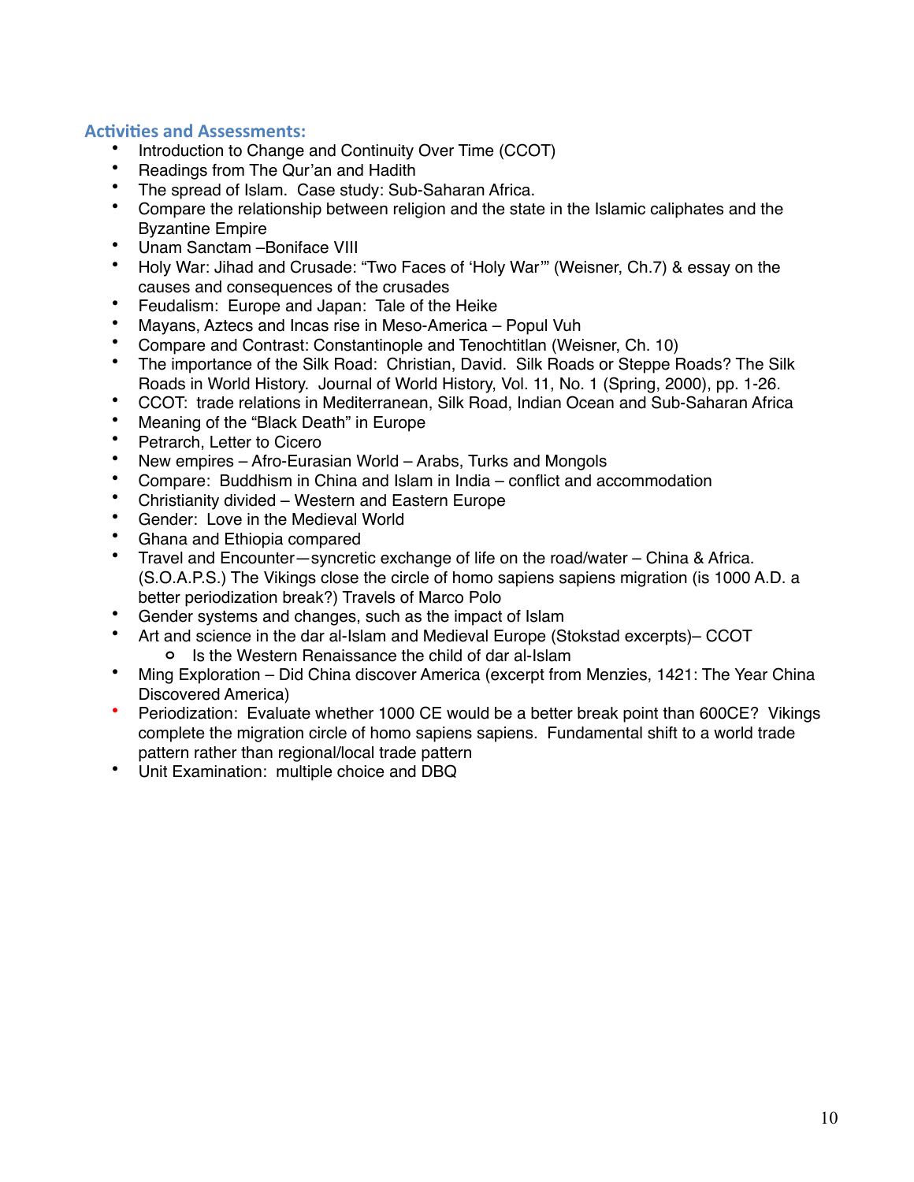## Activities and Assessments:

- Introduction to Change and Continuity Over Time (CCOT)
- Readings from The Qur'an and Hadith
- The spread of Islam. Case study: Sub-Saharan Africa.
- Compare the relationship between religion and the state in the Islamic caliphates and the Byzantine Empire
- Unam Sanctam –Boniface VIII
- Holy War: Jihad and Crusade: "Two Faces of 'Holy War'" (Weisner, Ch.7) & essay on the causes and consequences of the crusades
- Feudalism: Europe and Japan: Tale of the Heike
- Mayans, Aztecs and Incas rise in Meso-America – Popul Vuh
- Compare and Contrast: Constantinople and Tenochtitlan (Weisner, Ch. 10)
- The importance of the Silk Road: Christian, David. Silk Roads or Steppe Roads? The Silk Roads in World History. Journal of World History, Vol. 11, No. 1 (Spring, 2000), pp. 1-26.
- CCOT: trade relations in Mediterranean, Silk Road, Indian Ocean and Sub-Saharan Africa
- Meaning of the "Black Death" in Europe
- Petrarch, Letter to Cicero
- New empires – Afro-Eurasian World – Arabs, Turks and Mongols
- Compare: Buddhism in China and Islam in India – conflict and accommodation
- Christianity divided – Western and Eastern Europe
- Gender: Love in the Medieval World
- Ghana and Ethiopia compared
- Travel and Encounter—syncretic exchange of life on the road/water – China & Africa. (S.O.A.P.S.) The Vikings close the circle of homo sapiens sapiens migration (is 1000 A.D. a better periodization break?) Travels of Marco Polo
- Gender systems and changes, such as the impact of Islam
- Art and science in the dar al-Islam and Medieval Europe (Stokstad excerpts)– CCOT
  - Is the Western Renaissance the child of dar al-Islam
- Ming Exploration – Did China discover America (excerpt from Menzies, 1421: The Year China Discovered America)
- Periodization: Evaluate whether 1000 CE would be a better break point than 600CE? Vikings complete the migration circle of homo sapiens sapiens. Fundamental shift to a world trade pattern rather than regional/local trade pattern
- Unit Examination: multiple choice and DBQ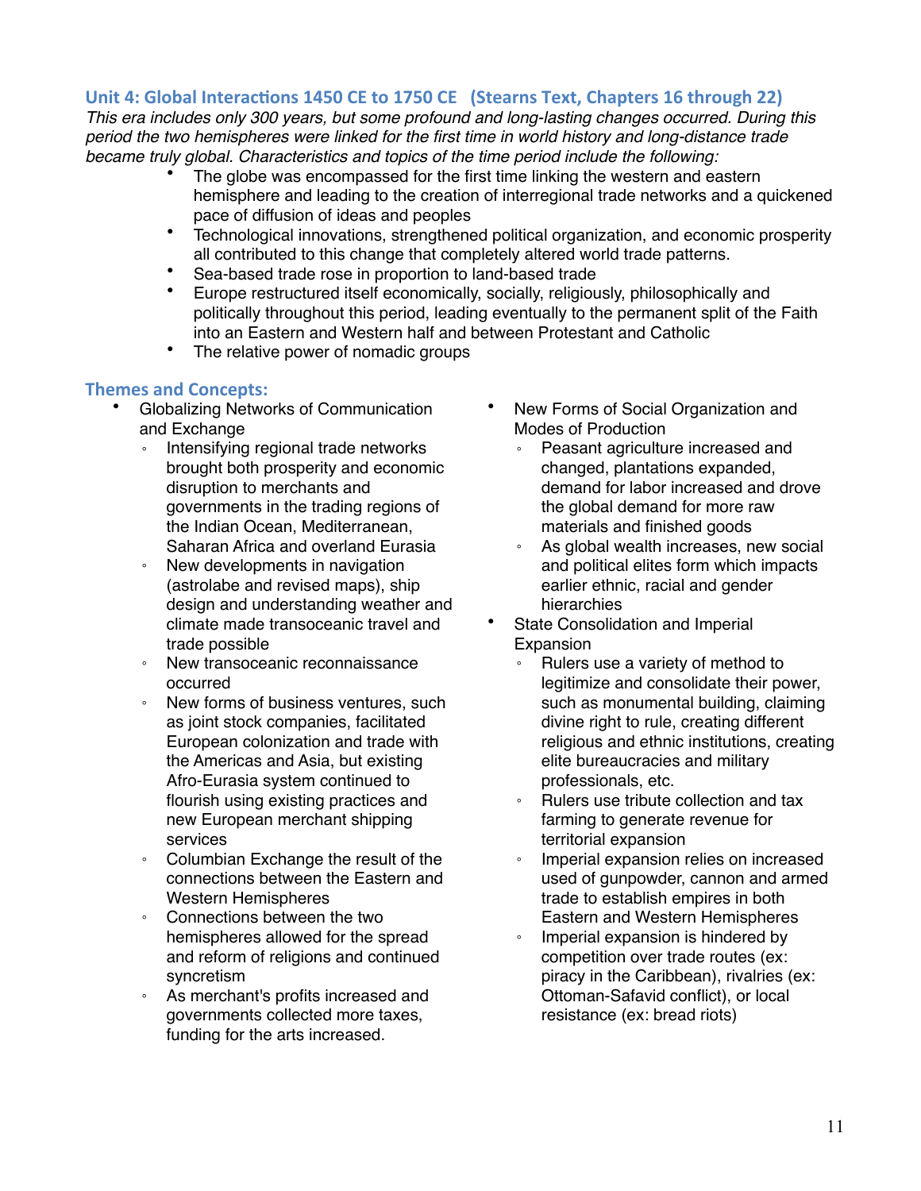## Unit 4: Global Interactions 1450 CE to 1750 CE (Stearns Text, Chapters 16 through 22)

*This era includes only 300 years, but some profound and long-lasting changes occurred. During this period the two hemispheres were linked for the first time in world history and long-distance trade became truly global. Characteristics and topics of the time period include the following:*

- The globe was encompassed for the first time linking the western and eastern hemisphere and leading to the creation of interregional trade networks and a quickened pace of diffusion of ideas and peoples
- Technological innovations, strengthened political organization, and economic prosperity all contributed to this change that completely altered world trade patterns.
- Sea-based trade rose in proportion to land-based trade
- Europe restructured itself economically, socially, religiously, philosophically and politically throughout this period, leading eventually to the permanent split of the Faith into an Eastern and Western half and between Protestant and Catholic
- The relative power of nomadic groups

### Themes and Concepts:

- Globalizing Networks of Communication and Exchange
  - Intensifying regional trade networks brought both prosperity and economic disruption to merchants and governments in the trading regions of the Indian Ocean, Mediterranean, Saharan Africa and overland Eurasia
  - New developments in navigation (astrolabe and revised maps), ship design and understanding weather and climate made transoceanic travel and trade possible
  - New transoceanic reconnaissance occurred
  - New forms of business ventures, such as joint stock companies, facilitated European colonization and trade with the Americas and Asia, but existing Afro-Eurasia system continued to flourish using existing practices and new European merchant shipping services
  - Columbian Exchange the result of the connections between the Eastern and Western Hemispheres
  - Connections between the two hemispheres allowed for the spread and reform of religions and continued syncretism
  - As merchant's profits increased and governments collected more taxes, funding for the arts increased.
- New Forms of Social Organization and Modes of Production
  - Peasant agriculture increased and changed, plantations expanded, demand for labor increased and drove the global demand for more raw materials and finished goods
  - As global wealth increases, new social and political elites form which impacts earlier ethnic, racial and gender hierarchies
- State Consolidation and Imperial Expansion
  - Rulers use a variety of method to legitimize and consolidate their power, such as monumental building, claiming divine right to rule, creating different religious and ethnic institutions, creating elite bureaucracies and military professionals, etc.
  - Rulers use tribute collection and tax farming to generate revenue for territorial expansion
  - Imperial expansion relies on increased used of gunpowder, cannon and armed trade to establish empires in both Eastern and Western Hemispheres
  - Imperial expansion is hindered by competition over trade routes (ex: piracy in the Caribbean), rivalries (ex: Ottoman-Safavid conflict), or local resistance (ex: bread riots)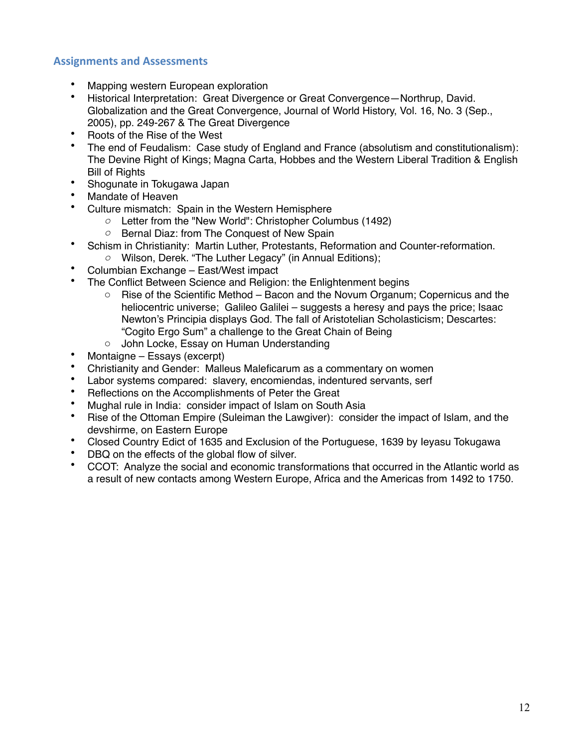## Assignments and Assessments

- Mapping western European exploration
- Historical Interpretation: Great Divergence or Great Convergence—Northrup, David. Globalization and the Great Convergence, Journal of World History, Vol. 16, No. 3 (Sep., 2005), pp. 249-267 & The Great Divergence
- Roots of the Rise of the West
- The end of Feudalism: Case study of England and France (absolutism and constitutionalism): The Devine Right of Kings; Magna Carta, Hobbes and the Western Liberal Tradition & English Bill of Rights
- Shogunate in Tokugawa Japan
- Mandate of Heaven
- Culture mismatch: Spain in the Western Hemisphere
  - Letter from the "New World": Christopher Columbus (1492)
  - Bernal Diaz: from The Conquest of New Spain
- Schism in Christianity: Martin Luther, Protestants, Reformation and Counter-reformation.
  - Wilson, Derek. "The Luther Legacy" (in Annual Editions);
- Columbian Exchange – East/West impact
- The Conflict Between Science and Religion: the Enlightenment begins
  - Rise of the Scientific Method – Bacon and the Novum Organum; Copernicus and the heliocentric universe; Galileo Galilei – suggests a heresy and pays the price; Isaac Newton's Principia displays God. The fall of Aristotelian Scholasticism; Descartes: "Cogito Ergo Sum" a challenge to the Great Chain of Being
  - John Locke, Essay on Human Understanding
- Montaigne – Essays (excerpt)
- Christianity and Gender: Malleus Maleficarum as a commentary on women
- Labor systems compared: slavery, encomiendas, indentured servants, serf
- Reflections on the Accomplishments of Peter the Great
- Mughal rule in India: consider impact of Islam on South Asia
- Rise of the Ottoman Empire (Suleiman the Lawgiver): consider the impact of Islam, and the devshirme, on Eastern Europe
- Closed Country Edict of 1635 and Exclusion of the Portuguese, 1639 by Ieyasu Tokugawa
- DBQ on the effects of the global flow of silver.
- CCOT: Analyze the social and economic transformations that occurred in the Atlantic world as a result of new contacts among Western Europe, Africa and the Americas from 1492 to 1750.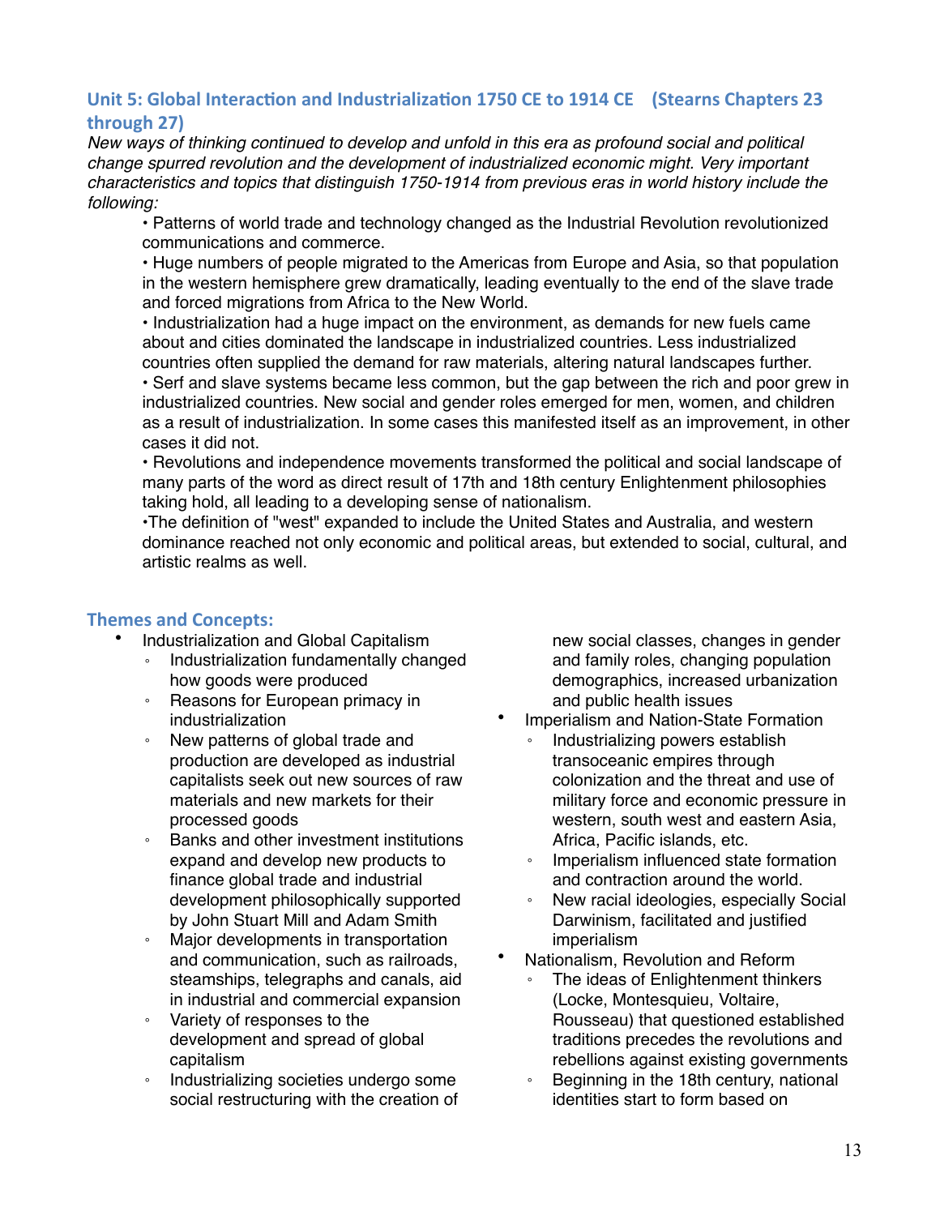## Unit 5: Global Interaction and Industrialization 1750 CE to 1914 CE (Stearns Chapters 23 through 27)

*New ways of thinking continued to develop and unfold in this era as profound social and political change spurred revolution and the development of industrialized economic might. Very important characteristics and topics that distinguish 1750-1914 from previous eras in world history include the following:*

- Patterns of world trade and technology changed as the Industrial Revolution revolutionized communications and commerce.
- Huge numbers of people migrated to the Americas from Europe and Asia, so that population in the western hemisphere grew dramatically, leading eventually to the end of the slave trade and forced migrations from Africa to the New World.
- Industrialization had a huge impact on the environment, as demands for new fuels came about and cities dominated the landscape in industrialized countries. Less industrialized countries often supplied the demand for raw materials, altering natural landscapes further.
- Serf and slave systems became less common, but the gap between the rich and poor grew in industrialized countries. New social and gender roles emerged for men, women, and children as a result of industrialization. In some cases this manifested itself as an improvement, in other cases it did not.
- Revolutions and independence movements transformed the political and social landscape of many parts of the word as direct result of 17th and 18th century Enlightenment philosophies taking hold, all leading to a developing sense of nationalism.
- The definition of "west" expanded to include the United States and Australia, and western dominance reached not only economic and political areas, but extended to social, cultural, and artistic realms as well.

### Themes and Concepts:

- Industrialization and Global Capitalism
  - Industrialization fundamentally changed how goods were produced
  - Reasons for European primacy in industrialization
  - New patterns of global trade and production are developed as industrial capitalists seek out new sources of raw materials and new markets for their processed goods
  - Banks and other investment institutions expand and develop new products to finance global trade and industrial development philosophically supported by John Stuart Mill and Adam Smith
  - Major developments in transportation and communication, such as railroads, steamships, telegraphs and canals, aid in industrial and commercial expansion
  - Variety of responses to the development and spread of global capitalism
  - Industrializing societies undergo some social restructuring with the creation of new social classes, changes in gender and family roles, changing population demographics, increased urbanization and public health issues
- Imperialism and Nation-State Formation
  - Industrializing powers establish transoceanic empires through colonization and the threat and use of military force and economic pressure in western, south west and eastern Asia, Africa, Pacific islands, etc.
  - Imperialism influenced state formation and contraction around the world.
  - New racial ideologies, especially Social Darwinism, facilitated and justified imperialism
- Nationalism, Revolution and Reform
  - The ideas of Enlightenment thinkers (Locke, Montesquieu, Voltaire, Rousseau) that questioned established traditions precedes the revolutions and rebellions against existing governments
  - Beginning in the 18th century, national identities start to form based on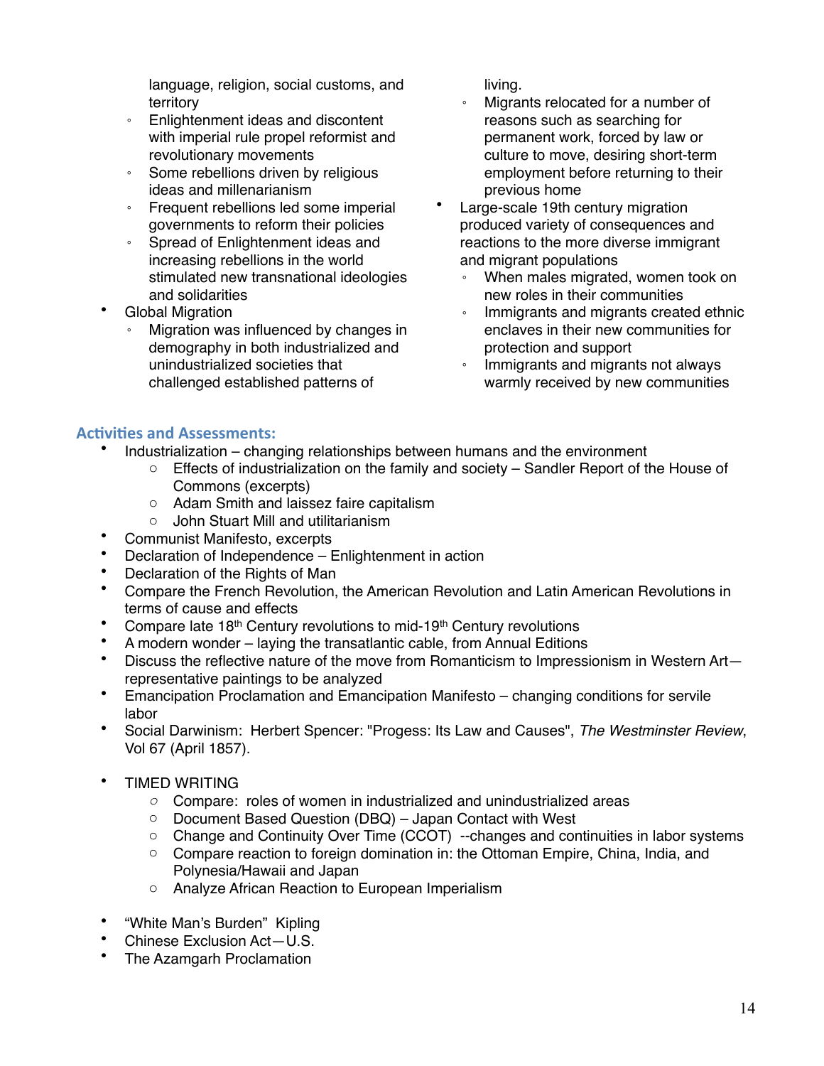language, religion, social customs, and territory
  - Enlightenment ideas and discontent with imperial rule propel reformist and revolutionary movements
  - Some rebellions driven by religious ideas and millenarianism
  - Frequent rebellions led some imperial governments to reform their policies
  - Spread of Enlightenment ideas and increasing rebellions in the world stimulated new transnational ideologies and solidarities
- Global Migration
  - Migration was influenced by changes in demography in both industrialized and unindustrialized societies that challenged established patterns of living.
  - Migrants relocated for a number of reasons such as searching for permanent work, forced by law or culture to move, desiring short-term employment before returning to their previous home
- Large-scale 19th century migration produced variety of consequences and reactions to the more diverse immigrant and migrant populations
  - When males migrated, women took on new roles in their communities
  - Immigrants and migrants created ethnic enclaves in their new communities for protection and support
  - Immigrants and migrants not always warmly received by new communities

## Activities and Assessments:

- Industrialization – changing relationships between humans and the environment
  - Effects of industrialization on the family and society – Sandler Report of the House of Commons (excerpts)
  - Adam Smith and laissez faire capitalism
  - John Stuart Mill and utilitarianism
- Communist Manifesto, excerpts
- Declaration of Independence – Enlightenment in action
- Declaration of the Rights of Man
- Compare the French Revolution, the American Revolution and Latin American Revolutions in terms of cause and effects
- Compare late 18th Century revolutions to mid-19th Century revolutions
- A modern wonder – laying the transatlantic cable, from Annual Editions
- Discuss the reflective nature of the move from Romanticism to Impressionism in Western Art—representative paintings to be analyzed
- Emancipation Proclamation and Emancipation Manifesto – changing conditions for servile labor
- Social Darwinism: Herbert Spencer: "Progess: Its Law and Causes", *The Westminster Review*, Vol 67 (April 1857).

- TIMED WRITING
  - Compare: roles of women in industrialized and unindustrialized areas
  - Document Based Question (DBQ) – Japan Contact with West
  - Change and Continuity Over Time (CCOT) --changes and continuities in labor systems
  - Compare reaction to foreign domination in: the Ottoman Empire, China, India, and Polynesia/Hawaii and Japan
  - Analyze African Reaction to European Imperialism

- "White Man's Burden" Kipling
- Chinese Exclusion Act—U.S.
- The Azamgarh Proclamation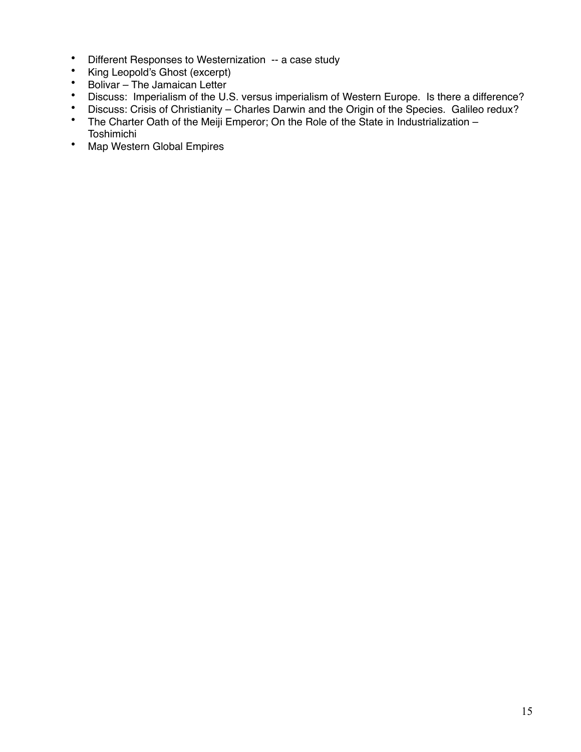- Different Responses to Westernization  -- a case study
- King Leopold's Ghost (excerpt)
- Bolivar – The Jamaican Letter
- Discuss:  Imperialism of the U.S. versus imperialism of Western Europe.  Is there a difference?
- Discuss: Crisis of Christianity – Charles Darwin and the Origin of the Species.  Galileo redux?
- The Charter Oath of the Meiji Emperor; On the Role of the State in Industrialization – Toshimichi
- Map Western Global Empires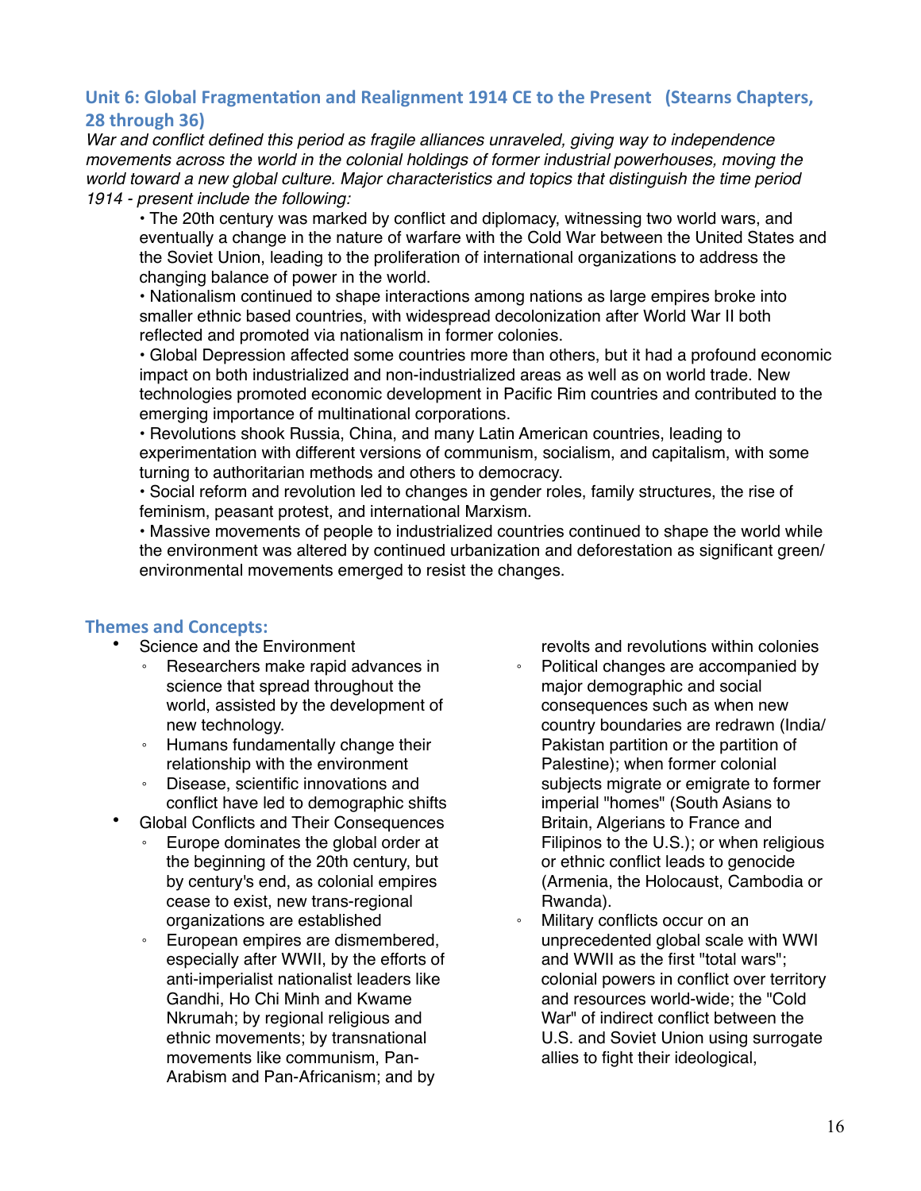## Unit 6: Global Fragmentation and Realignment 1914 CE to the Present (Stearns Chapters, 28 through 36)

*War and conflict defined this period as fragile alliances unraveled, giving way to independence movements across the world in the colonial holdings of former industrial powerhouses, moving the world toward a new global culture. Major characteristics and topics that distinguish the time period 1914 - present include the following:*

- The 20th century was marked by conflict and diplomacy, witnessing two world wars, and eventually a change in the nature of warfare with the Cold War between the United States and the Soviet Union, leading to the proliferation of international organizations to address the changing balance of power in the world.
- Nationalism continued to shape interactions among nations as large empires broke into smaller ethnic based countries, with widespread decolonization after World War II both reflected and promoted via nationalism in former colonies.
- Global Depression affected some countries more than others, but it had a profound economic impact on both industrialized and non-industrialized areas as well as on world trade. New technologies promoted economic development in Pacific Rim countries and contributed to the emerging importance of multinational corporations.
- Revolutions shook Russia, China, and many Latin American countries, leading to experimentation with different versions of communism, socialism, and capitalism, with some turning to authoritarian methods and others to democracy.
- Social reform and revolution led to changes in gender roles, family structures, the rise of feminism, peasant protest, and international Marxism.
- Massive movements of people to industrialized countries continued to shape the world while the environment was altered by continued urbanization and deforestation as significant green/environmental movements emerged to resist the changes.

### Themes and Concepts:

- Science and the Environment
  - Researchers make rapid advances in science that spread throughout the world, assisted by the development of new technology.
  - Humans fundamentally change their relationship with the environment
  - Disease, scientific innovations and conflict have led to demographic shifts
- Global Conflicts and Their Consequences
  - Europe dominates the global order at the beginning of the 20th century, but by century's end, as colonial empires cease to exist, new trans-regional organizations are established
  - European empires are dismembered, especially after WWII, by the efforts of anti-imperialist nationalist leaders like Gandhi, Ho Chi Minh and Kwame Nkrumah; by regional religious and ethnic movements; by transnational movements like communism, Pan-Arabism and Pan-Africanism; and by revolts and revolutions within colonies
  - Political changes are accompanied by major demographic and social consequences such as when new country boundaries are redrawn (India/Pakistan partition or the partition of Palestine); when former colonial subjects migrate or emigrate to former imperial "homes" (South Asians to Britain, Algerians to France and Filipinos to the U.S.); or when religious or ethnic conflict leads to genocide (Armenia, the Holocaust, Cambodia or Rwanda).
  - Military conflicts occur on an unprecedented global scale with WWI and WWII as the first "total wars"; colonial powers in conflict over territory and resources world-wide; the "Cold War" of indirect conflict between the U.S. and Soviet Union using surrogate allies to fight their ideological,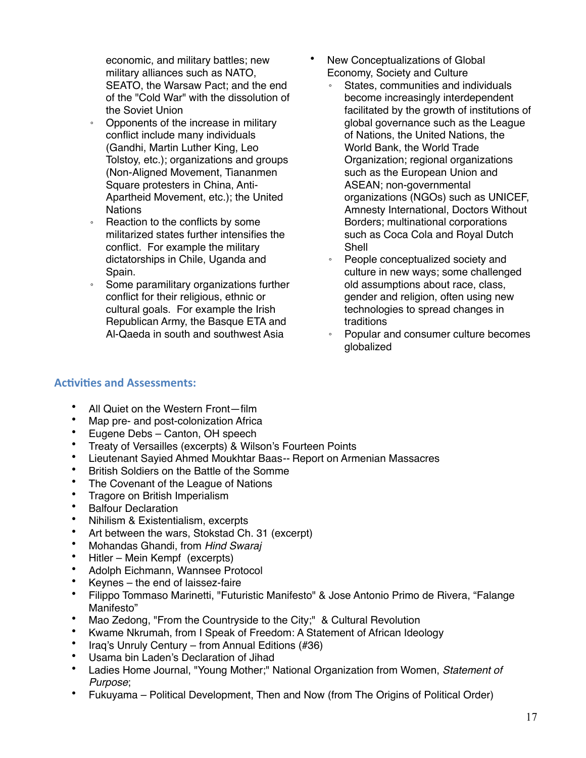economic, and military battles; new military alliances such as NATO, SEATO, the Warsaw Pact; and the end of the "Cold War" with the dissolution of the Soviet Union
  - Opponents of the increase in military conflict include many individuals (Gandhi, Martin Luther King, Leo Tolstoy, etc.); organizations and groups (Non-Aligned Movement, Tiananmen Square protesters in China, Anti-Apartheid Movement, etc.); the United Nations
  - Reaction to the conflicts by some militarized states further intensifies the conflict. For example the military dictatorships in Chile, Uganda and Spain.
  - Some paramilitary organizations further conflict for their religious, ethnic or cultural goals. For example the Irish Republican Army, the Basque ETA and Al-Qaeda in south and southwest Asia
- New Conceptualizations of Global Economy, Society and Culture
  - States, communities and individuals become increasingly interdependent facilitated by the growth of institutions of global governance such as the League of Nations, the United Nations, the World Bank, the World Trade Organization; regional organizations such as the European Union and ASEAN; non-governmental organizations (NGOs) such as UNICEF, Amnesty International, Doctors Without Borders; multinational corporations such as Coca Cola and Royal Dutch Shell
  - People conceptualized society and culture in new ways; some challenged old assumptions about race, class, gender and religion, often using new technologies to spread changes in traditions
  - Popular and consumer culture becomes globalized

### Activities and Assessments:

- All Quiet on the Western Front—film
- Map pre- and post-colonization Africa
- Eugene Debs – Canton, OH speech
- Treaty of Versailles (excerpts) & Wilson's Fourteen Points
- Lieutenant Sayied Ahmed Moukhtar Baas-- Report on Armenian Massacres
- British Soldiers on the Battle of the Somme
- The Covenant of the League of Nations
- Tragore on British Imperialism
- Balfour Declaration
- Nihilism & Existentialism, excerpts
- Art between the wars, Stokstad Ch. 31 (excerpt)
- Mohandas Ghandi, from *Hind Swaraj*
- Hitler – Mein Kempf (excerpts)
- Adolph Eichmann, Wannsee Protocol
- Keynes – the end of laissez-faire
- Filippo Tommaso Marinetti, "Futuristic Manifesto" & Jose Antonio Primo de Rivera, "Falange Manifesto"
- Mao Zedong, "From the Countryside to the City;" & Cultural Revolution
- Kwame Nkrumah, from I Speak of Freedom: A Statement of African Ideology
- Iraq's Unruly Century – from Annual Editions (#36)
- Usama bin Laden's Declaration of Jihad
- Ladies Home Journal, "Young Mother;" National Organization from Women, *Statement of Purpose*;
- Fukuyama – Political Development, Then and Now (from The Origins of Political Order)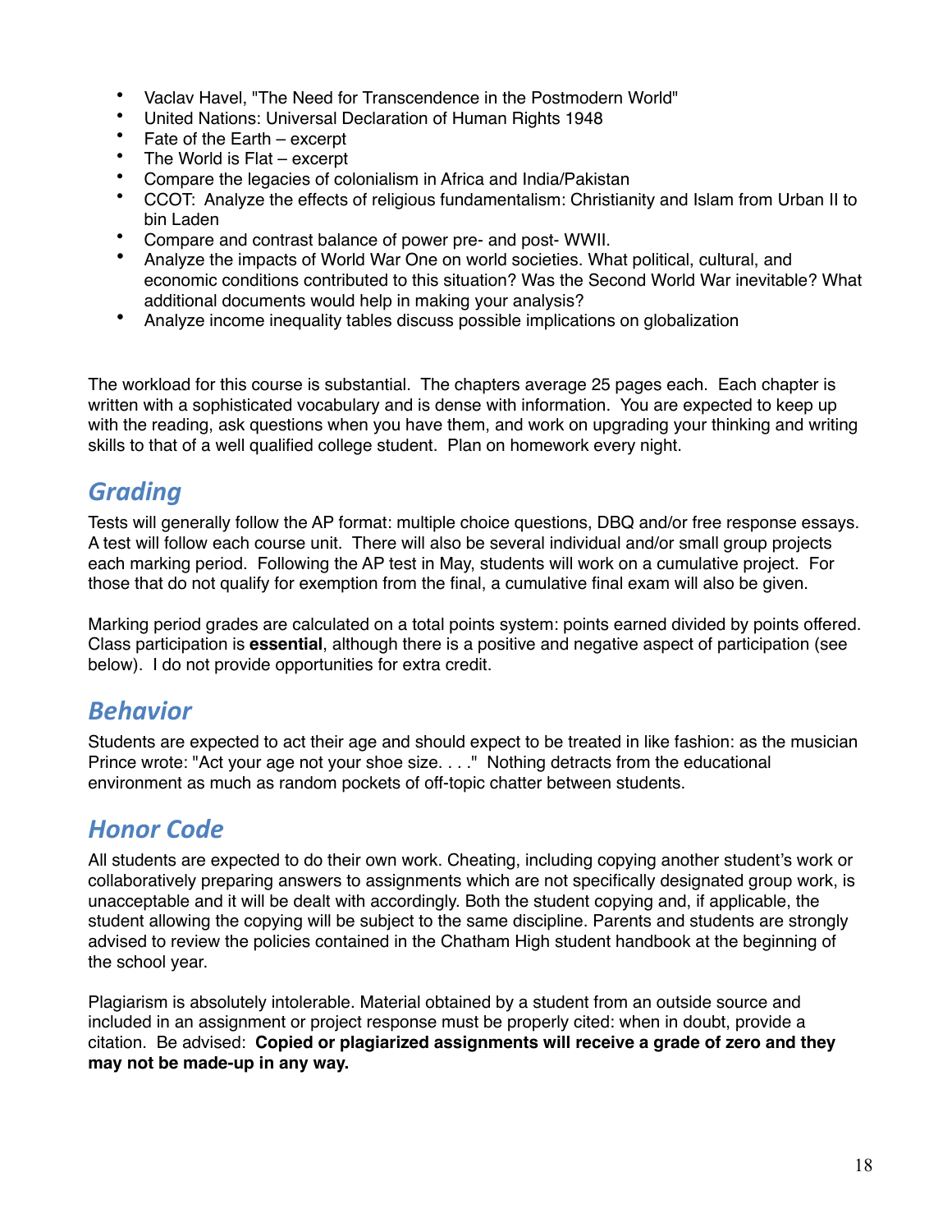- Vaclav Havel, "The Need for Transcendence in the Postmodern World"
- United Nations: Universal Declaration of Human Rights 1948
- Fate of the Earth – excerpt
- The World is Flat – excerpt
- Compare the legacies of colonialism in Africa and India/Pakistan
- CCOT: Analyze the effects of religious fundamentalism: Christianity and Islam from Urban II to bin Laden
- Compare and contrast balance of power pre- and post- WWII.
- Analyze the impacts of World War One on world societies. What political, cultural, and economic conditions contributed to this situation? Was the Second World War inevitable? What additional documents would help in making your analysis?
- Analyze income inequality tables discuss possible implications on globalization

The workload for this course is substantial. The chapters average 25 pages each. Each chapter is written with a sophisticated vocabulary and is dense with information. You are expected to keep up with the reading, ask questions when you have them, and work on upgrading your thinking and writing skills to that of a well qualified college student. Plan on homework every night.

## *Grading*

Tests will generally follow the AP format: multiple choice questions, DBQ and/or free response essays. A test will follow each course unit. There will also be several individual and/or small group projects each marking period. Following the AP test in May, students will work on a cumulative project. For those that do not qualify for exemption from the final, a cumulative final exam will also be given.

Marking period grades are calculated on a total points system: points earned divided by points offered. Class participation is **essential**, although there is a positive and negative aspect of participation (see below). I do not provide opportunities for extra credit.

## *Behavior*

Students are expected to act their age and should expect to be treated in like fashion: as the musician Prince wrote: "Act your age not your shoe size. . . ." Nothing detracts from the educational environment as much as random pockets of off-topic chatter between students.

## *Honor Code*

All students are expected to do their own work. Cheating, including copying another student's work or collaboratively preparing answers to assignments which are not specifically designated group work, is unacceptable and it will be dealt with accordingly. Both the student copying and, if applicable, the student allowing the copying will be subject to the same discipline. Parents and students are strongly advised to review the policies contained in the Chatham High student handbook at the beginning of the school year.

Plagiarism is absolutely intolerable. Material obtained by a student from an outside source and included in an assignment or project response must be properly cited: when in doubt, provide a citation. Be advised: **Copied or plagiarized assignments will receive a grade of zero and they may not be made-up in any way.**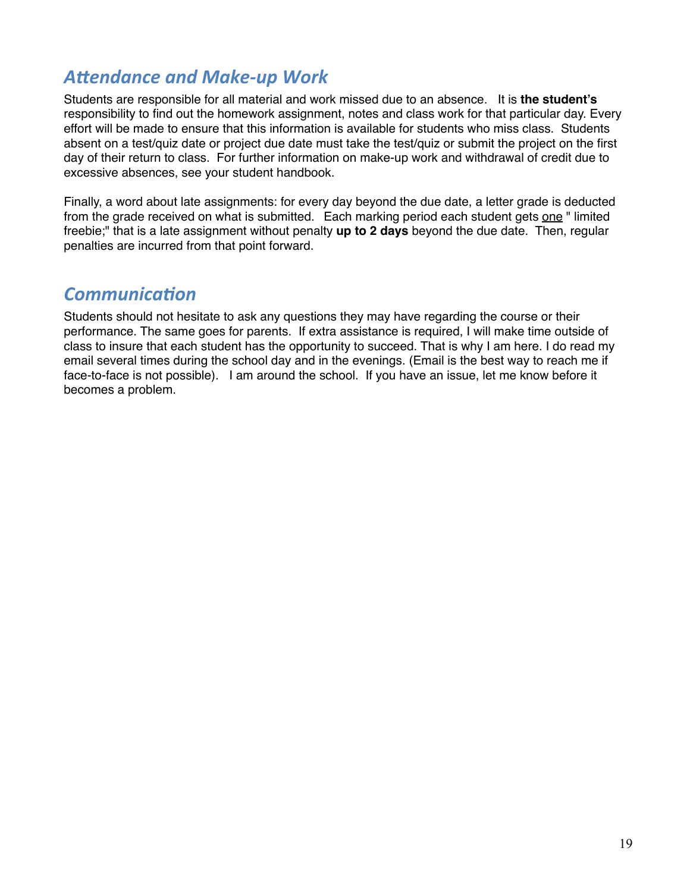## *Attendance and Make-up Work*

Students are responsible for all material and work missed due to an absence. It is **the student's** responsibility to find out the homework assignment, notes and class work for that particular day. Every effort will be made to ensure that this information is available for students who miss class. Students absent on a test/quiz date or project due date must take the test/quiz or submit the project on the first day of their return to class. For further information on make-up work and withdrawal of credit due to excessive absences, see your student handbook.

Finally, a word about late assignments: for every day beyond the due date, a letter grade is deducted from the grade received on what is submitted. Each marking period each student gets <u>one</u> " limited freebie;" that is a late assignment without penalty **up to 2 days** beyond the due date. Then, regular penalties are incurred from that point forward.

## *Communication*

Students should not hesitate to ask any questions they may have regarding the course or their performance. The same goes for parents. If extra assistance is required, I will make time outside of class to insure that each student has the opportunity to succeed. That is why I am here. I do read my email several times during the school day and in the evenings. (Email is the best way to reach me if face-to-face is not possible). I am around the school. If you have an issue, let me know before it becomes a problem.